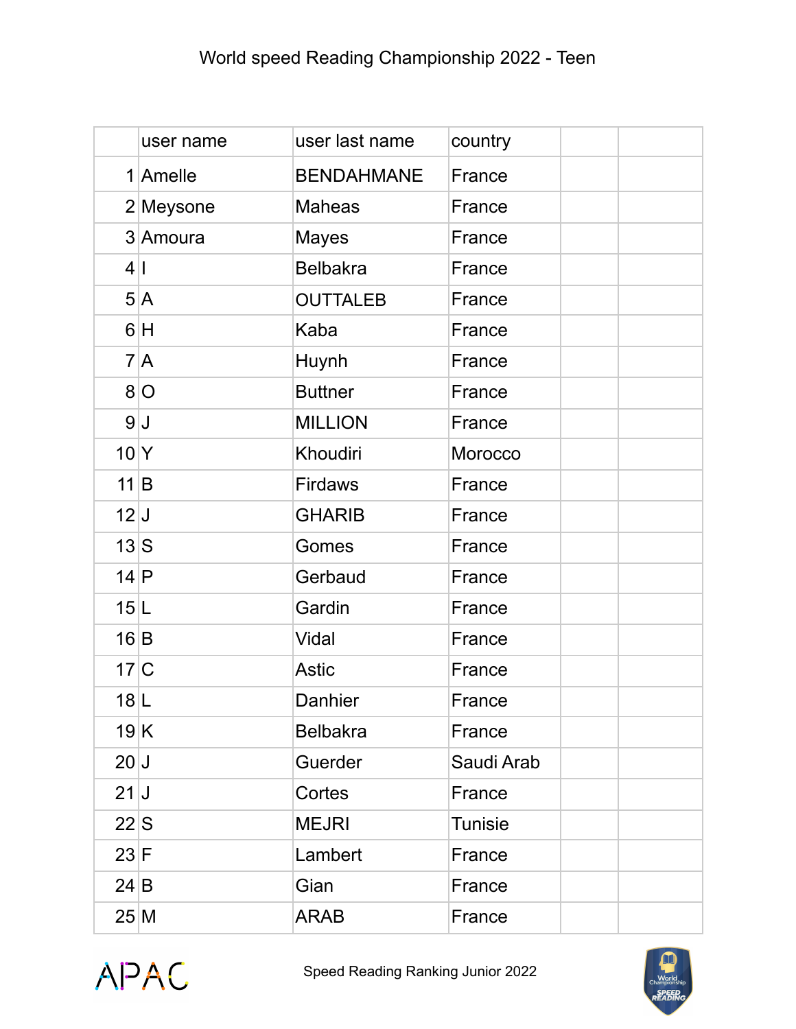# World speed Reading Championship 2022 - Teen

| | user name | user last name | country | | |
|---|---|---|---|---|---|
| 1 | Amelle | BENDAHMANE | France | | |
| 2 | Meysone | Maheas | France | | |
| 3 | Amoura | Mayes | France | | |
| 4 | I | Belbakra | France | | |
| 5 | A | OUTTALEB | France | | |
| 6 | H | Kaba | France | | |
| 7 | A | Huynh | France | | |
| 8 | O | Buttner | France | | |
| 9 | J | MILLION | France | | |
| 10 | Y | Khoudiri | Morocco | | |
| 11 | B | Firdaws | France | | |
| 12 | J | GHARIB | France | | |
| 13 | S | Gomes | France | | |
| 14 | P | Gerbaud | France | | |
| 15 | L | Gardin | France | | |
| 16 | B | Vidal | France | | |
| 17 | C | Astic | France | | |
| 18 | L | Danhier | France | | |
| 19 | K | Belbakra | France | | |
| 20 | J | Guerder | Saudi Arab | | |
| 21 | J | Cortes | France | | |
| 22 | S | MEJRI | Tunisie | | |
| 23 | F | Lambert | France | | |
| 24 | B | Gian | France | | |
| 25 | M | ARAB | France | | |

APAC

Speed Reading Ranking Junior 2022

World Championship SPEED READING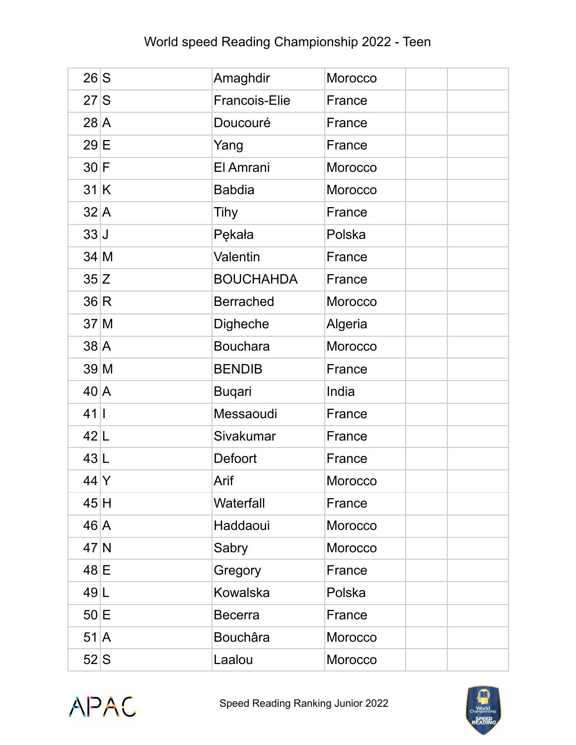# World speed Reading Championship 2022 - Teen

| | | | | | |
|---|---|---|---|---|---|
| 26 | S | Amaghdir | Morocco | | |
| 27 | S | Francois-Elie | France | | |
| 28 | A | Doucouré | France | | |
| 29 | E | Yang | France | | |
| 30 | F | El Amrani | Morocco | | |
| 31 | K | Babdia | Morocco | | |
| 32 | A | Tihy | France | | |
| 33 | J | Pękała | Polska | | |
| 34 | M | Valentin | France | | |
| 35 | Z | BOUCHAHDA | France | | |
| 36 | R | Berrached | Morocco | | |
| 37 | M | Digheche | Algeria | | |
| 38 | A | Bouchara | Morocco | | |
| 39 | M | BENDIB | France | | |
| 40 | A | Buqari | India | | |
| 41 | I | Messaoudi | France | | |
| 42 | L | Sivakumar | France | | |
| 43 | L | Defoort | France | | |
| 44 | Y | Arif | Morocco | | |
| 45 | H | Waterfall | France | | |
| 46 | A | Haddaoui | Morocco | | |
| 47 | N | Sabry | Morocco | | |
| 48 | E | Gregory | France | | |
| 49 | L | Kowalska | Polska | | |
| 50 | E | Becerra | France | | |
| 51 | A | Bouchâra | Morocco | | |
| 52 | S | Laalou | Morocco | | |

APAC

Speed Reading Ranking Junior 2022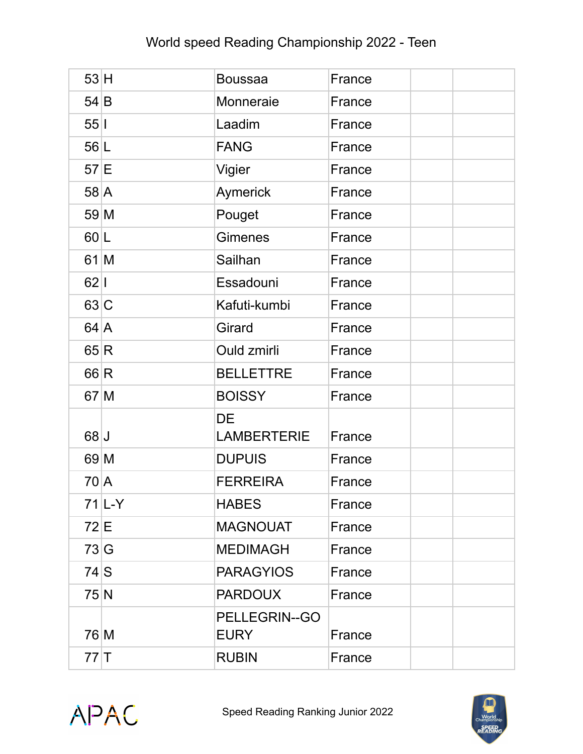# World speed Reading Championship 2022 - Teen

| | | | | | |
|---|---|---|---|---|---|
| 53 | H | Boussaa | France | | |
| 54 | B | Monneraie | France | | |
| 55 | I | Laadim | France | | |
| 56 | L | FANG | France | | |
| 57 | E | Vigier | France | | |
| 58 | A | Aymerick | France | | |
| 59 | M | Pouget | France | | |
| 60 | L | Gimenes | France | | |
| 61 | M | Sailhan | France | | |
| 62 | I | Essadouni | France | | |
| 63 | C | Kafuti-kumbi | France | | |
| 64 | A | Girard | France | | |
| 65 | R | Ould zmirli | France | | |
| 66 | R | BELLETTRE | France | | |
| 67 | M | BOISSY | France | | |
| 68 | J | DE LAMBERTERIE | France | | |
| 69 | M | DUPUIS | France | | |
| 70 | A | FERREIRA | France | | |
| 71 | L-Y | HABES | France | | |
| 72 | E | MAGNOUAT | France | | |
| 73 | G | MEDIMAGH | France | | |
| 74 | S | PARAGYIOS | France | | |
| 75 | N | PARDOUX | France | | |
| 76 | M | PELLEGRIN--GOEURY | France | | |
| 77 | T | RUBIN | France | | |

Speed Reading Ranking Junior 2022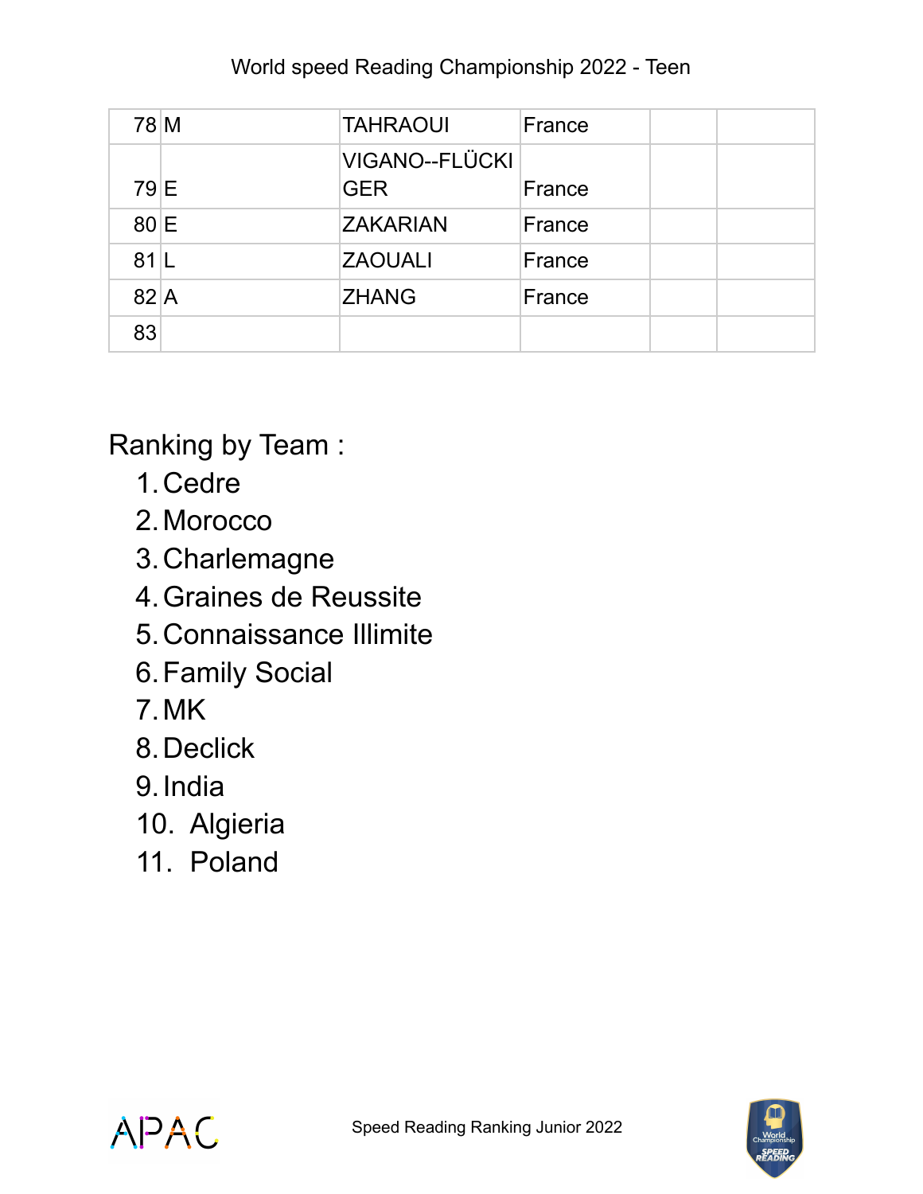| | | | | | |
|---|---|---|---|---|---|
| 78 | M | TAHRAOUI | France | | |
| 79 | E | VIGANO--FLÜCKIGER | France | | |
| 80 | E | ZAKARIAN | France | | |
| 81 | L | ZAOUALI | France | | |
| 82 | A | ZHANG | France | | |
| 83 | | | | | |

Ranking by Team :

1. Cedre
2. Morocco
3. Charlemagne
4. Graines de Reussite
5. Connaissance Illimite
6. Family Social
7. MK
8. Declick
9. India
10. Algieria
11. Poland